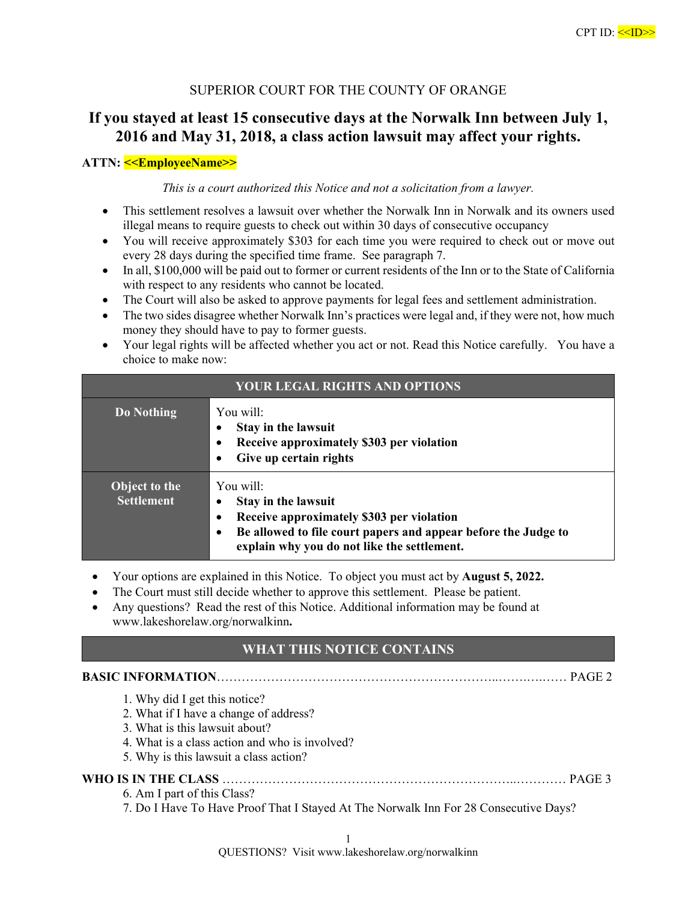CPT ID: <<ID>>

SUPERIOR COURT FOR THE COUNTY OF ORANGE

# If you stayed at least 15 consecutive days at the Norwalk Inn between July 1, 2016 and May 31, 2018, a class action lawsuit may affect your rights.

**ATTN: <<EmployeeName>>**

*This is a court authorized this Notice and not a solicitation from a lawyer.*

- This settlement resolves a lawsuit over whether the Norwalk Inn in Norwalk and its owners used illegal means to require guests to check out within 30 days of consecutive occupancy
- You will receive approximately $303 for each time you were required to check out or move out every 28 days during the specified time frame. See paragraph 7.
- In all, $100,000 will be paid out to former or current residents of the Inn or to the State of California with respect to any residents who cannot be located.
- The Court will also be asked to approve payments for legal fees and settlement administration.
- The two sides disagree whether Norwalk Inn's practices were legal and, if they were not, how much money they should have to pay to former guests.
- Your legal rights will be affected whether you act or not. Read this Notice carefully. You have a choice to make now:

| YOUR LEGAL RIGHTS AND OPTIONS | |
|---|---|
| **Do Nothing** | You will:<br>• **Stay in the lawsuit**<br>• **Receive approximately $303 per violation**<br>• **Give up certain rights** |
| **Object to the Settlement** | You will:<br>• **Stay in the lawsuit**<br>• **Receive approximately $303 per violation**<br>• **Be allowed to file court papers and appear before the Judge to explain why you do not like the settlement.** |

- Your options are explained in this Notice. To object you must act by **August 5, 2022.**
- The Court must still decide whether to approve this settlement. Please be patient.
- Any questions? Read the rest of this Notice. Additional information may be found at www.lakeshorelaw.org/norwalkinn**.**

## WHAT THIS NOTICE CONTAINS

**BASIC INFORMATION**……………………………………………………………..…….….…… PAGE 2

1. Why did I get this notice?
2. What if I have a change of address?
3. What is this lawsuit about?
4. What is a class action and who is involved?
5. Why is this lawsuit a class action?

**WHO IS IN THE CLASS** …………………………………………………………..………… PAGE 3

6. Am I part of this Class?
7. Do I Have To Have Proof That I Stayed At The Norwalk Inn For 28 Consecutive Days?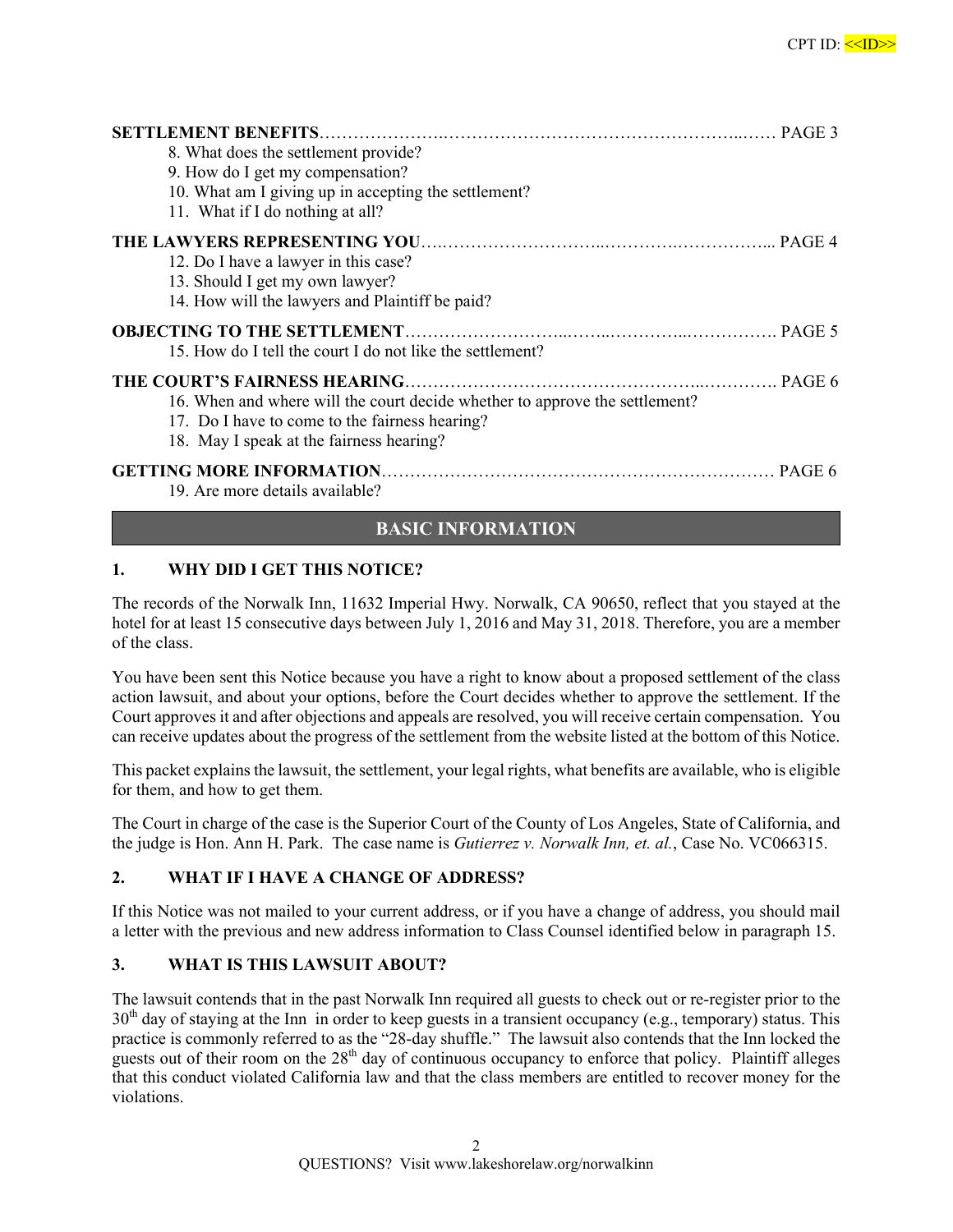CPT ID: <<ID>>

**SETTLEMENT BENEFITS** ............................................................................................................ PAGE 3

8. What does the settlement provide?
9. How do I get my compensation?
10. What am I giving up in accepting the settlement?
11. What if I do nothing at all?

**THE LAWYERS REPRESENTING YOU** ....................................................................................... PAGE 4

12. Do I have a lawyer in this case?
13. Should I get my own lawyer?
14. How will the lawyers and Plaintiff be paid?

**OBJECTING TO THE SETTLEMENT** ........................................................................................... PAGE 5

15. How do I tell the court I do not like the settlement?

**THE COURT'S FAIRNESS HEARING** ........................................................................................... PAGE 6

16. When and where will the court decide whether to approve the settlement?
17. Do I have to come to the fairness hearing?
18. May I speak at the fairness hearing?

**GETTING MORE INFORMATION** ................................................................................................ PAGE 6

19. Are more details available?

## BASIC INFORMATION

### 1. WHY DID I GET THIS NOTICE?

The records of the Norwalk Inn, 11632 Imperial Hwy. Norwalk, CA 90650, reflect that you stayed at the hotel for at least 15 consecutive days between July 1, 2016 and May 31, 2018. Therefore, you are a member of the class.

You have been sent this Notice because you have a right to know about a proposed settlement of the class action lawsuit, and about your options, before the Court decides whether to approve the settlement. If the Court approves it and after objections and appeals are resolved, you will receive certain compensation. You can receive updates about the progress of the settlement from the website listed at the bottom of this Notice.

This packet explains the lawsuit, the settlement, your legal rights, what benefits are available, who is eligible for them, and how to get them.

The Court in charge of the case is the Superior Court of the County of Los Angeles, State of California, and the judge is Hon. Ann H. Park. The case name is *Gutierrez v. Norwalk Inn, et. al.*, Case No. VC066315.

### 2. WHAT IF I HAVE A CHANGE OF ADDRESS?

If this Notice was not mailed to your current address, or if you have a change of address, you should mail a letter with the previous and new address information to Class Counsel identified below in paragraph 15.

### 3. WHAT IS THIS LAWSUIT ABOUT?

The lawsuit contends that in the past Norwalk Inn required all guests to check out or re-register prior to the 30th day of staying at the Inn in order to keep guests in a transient occupancy (e.g., temporary) status. This practice is commonly referred to as the "28-day shuffle." The lawsuit also contends that the Inn locked the guests out of their room on the 28th day of continuous occupancy to enforce that policy. Plaintiff alleges that this conduct violated California law and that the class members are entitled to recover money for the violations.

QUESTIONS? Visit www.lakeshorelaw.org/norwalkinn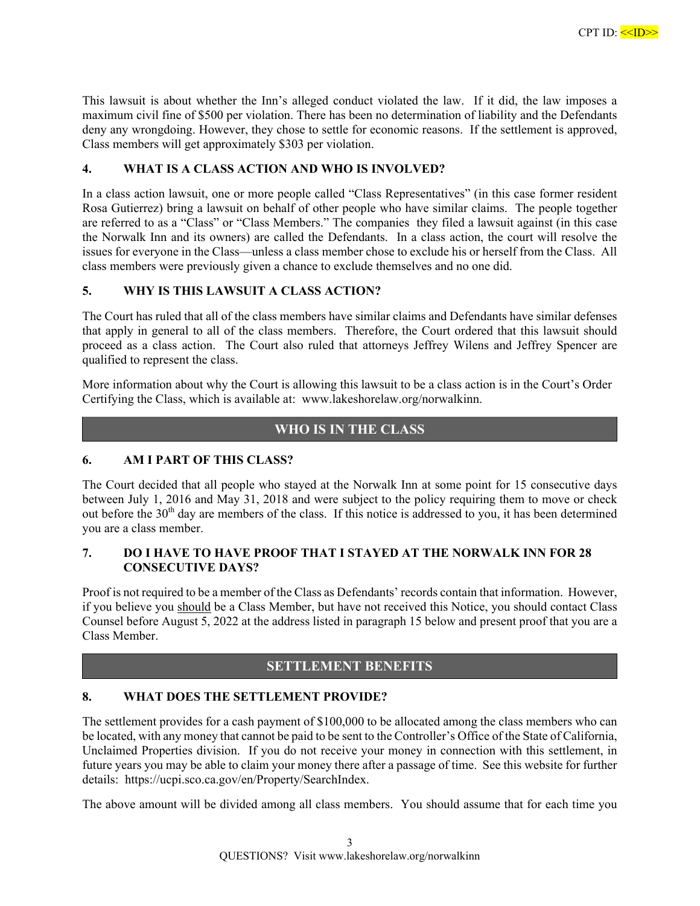This lawsuit is about whether the Inn's alleged conduct violated the law. If it did, the law imposes a maximum civil fine of $500 per violation. There has been no determination of liability and the Defendants deny any wrongdoing. However, they chose to settle for economic reasons. If the settlement is approved, Class members will get approximately $303 per violation.

### 4. WHAT IS A CLASS ACTION AND WHO IS INVOLVED?

In a class action lawsuit, one or more people called "Class Representatives" (in this case former resident Rosa Gutierrez) bring a lawsuit on behalf of other people who have similar claims. The people together are referred to as a "Class" or "Class Members." The companies they filed a lawsuit against (in this case the Norwalk Inn and its owners) are called the Defendants. In a class action, the court will resolve the issues for everyone in the Class—unless a class member chose to exclude his or herself from the Class. All class members were previously given a chance to exclude themselves and no one did.

### 5. WHY IS THIS LAWSUIT A CLASS ACTION?

The Court has ruled that all of the class members have similar claims and Defendants have similar defenses that apply in general to all of the class members. Therefore, the Court ordered that this lawsuit should proceed as a class action. The Court also ruled that attorneys Jeffrey Wilens and Jeffrey Spencer are qualified to represent the class.

More information about why the Court is allowing this lawsuit to be a class action is in the Court's Order Certifying the Class, which is available at: www.lakeshorelaw.org/norwalkinn.

## WHO IS IN THE CLASS

### 6. AM I PART OF THIS CLASS?

The Court decided that all people who stayed at the Norwalk Inn at some point for 15 consecutive days between July 1, 2016 and May 31, 2018 and were subject to the policy requiring them to move or check out before the 30th day are members of the class. If this notice is addressed to you, it has been determined you are a class member.

### 7. DO I HAVE TO HAVE PROOF THAT I STAYED AT THE NORWALK INN FOR 28 CONSECUTIVE DAYS?

Proof is not required to be a member of the Class as Defendants' records contain that information. However, if you believe you <u>should</u> be a Class Member, but have not received this Notice, you should contact Class Counsel before August 5, 2022 at the address listed in paragraph 15 below and present proof that you are a Class Member.

## SETTLEMENT BENEFITS

### 8. WHAT DOES THE SETTLEMENT PROVIDE?

The settlement provides for a cash payment of $100,000 to be allocated among the class members who can be located, with any money that cannot be paid to be sent to the Controller's Office of the State of California, Unclaimed Properties division. If you do not receive your money in connection with this settlement, in future years you may be able to claim your money there after a passage of time. See this website for further details: https://ucpi.sco.ca.gov/en/Property/SearchIndex.

The above amount will be divided among all class members. You should assume that for each time you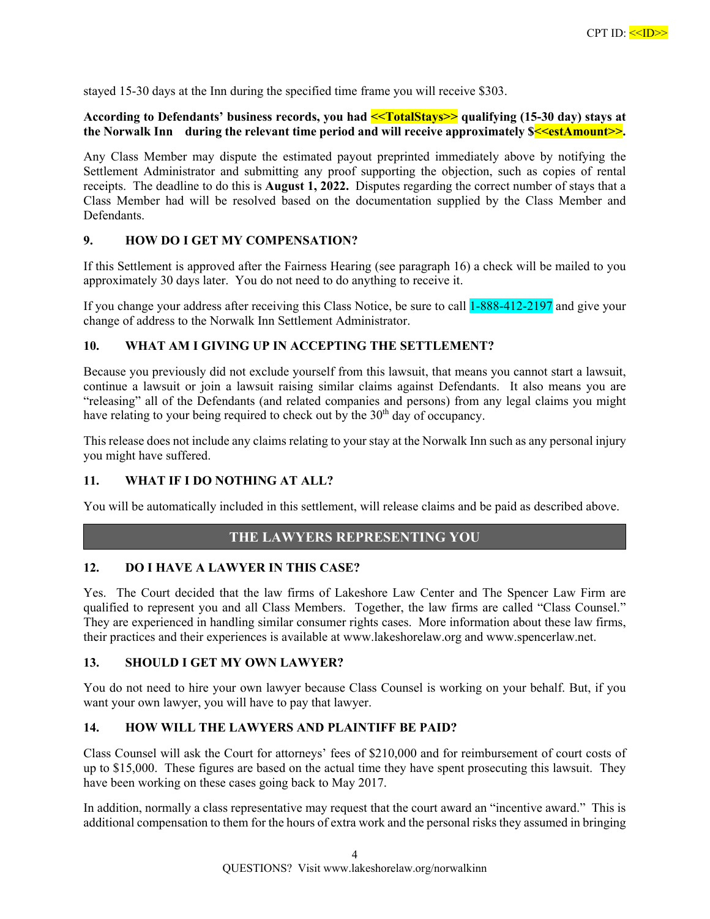CPT ID: <<ID>>

stayed 15-30 days at the Inn during the specified time frame you will receive $303.

**According to Defendants' business records, you had <<TotalStays>> qualifying (15-30 day) stays at the Norwalk Inn during the relevant time period and will receive approximately $<<estAmount>>.**

Any Class Member may dispute the estimated payout preprinted immediately above by notifying the Settlement Administrator and submitting any proof supporting the objection, such as copies of rental receipts. The deadline to do this is **August 1, 2022.** Disputes regarding the correct number of stays that a Class Member had will be resolved based on the documentation supplied by the Class Member and Defendants.

### 9. HOW DO I GET MY COMPENSATION?

If this Settlement is approved after the Fairness Hearing (see paragraph 16) a check will be mailed to you approximately 30 days later. You do not need to do anything to receive it.

If you change your address after receiving this Class Notice, be sure to call 1-888-412-2197 and give your change of address to the Norwalk Inn Settlement Administrator.

### 10. WHAT AM I GIVING UP IN ACCEPTING THE SETTLEMENT?

Because you previously did not exclude yourself from this lawsuit, that means you cannot start a lawsuit, continue a lawsuit or join a lawsuit raising similar claims against Defendants. It also means you are "releasing" all of the Defendants (and related companies and persons) from any legal claims you might have relating to your being required to check out by the 30th day of occupancy.

This release does not include any claims relating to your stay at the Norwalk Inn such as any personal injury you might have suffered.

### 11. WHAT IF I DO NOTHING AT ALL?

You will be automatically included in this settlement, will release claims and be paid as described above.

## THE LAWYERS REPRESENTING YOU

### 12. DO I HAVE A LAWYER IN THIS CASE?

Yes. The Court decided that the law firms of Lakeshore Law Center and The Spencer Law Firm are qualified to represent you and all Class Members. Together, the law firms are called "Class Counsel." They are experienced in handling similar consumer rights cases. More information about these law firms, their practices and their experiences is available at www.lakeshorelaw.org and www.spencerlaw.net.

### 13. SHOULD I GET MY OWN LAWYER?

You do not need to hire your own lawyer because Class Counsel is working on your behalf. But, if you want your own lawyer, you will have to pay that lawyer.

### 14. HOW WILL THE LAWYERS AND PLAINTIFF BE PAID?

Class Counsel will ask the Court for attorneys' fees of $210,000 and for reimbursement of court costs of up to $15,000. These figures are based on the actual time they have spent prosecuting this lawsuit. They have been working on these cases going back to May 2017.

In addition, normally a class representative may request that the court award an "incentive award." This is additional compensation to them for the hours of extra work and the personal risks they assumed in bringing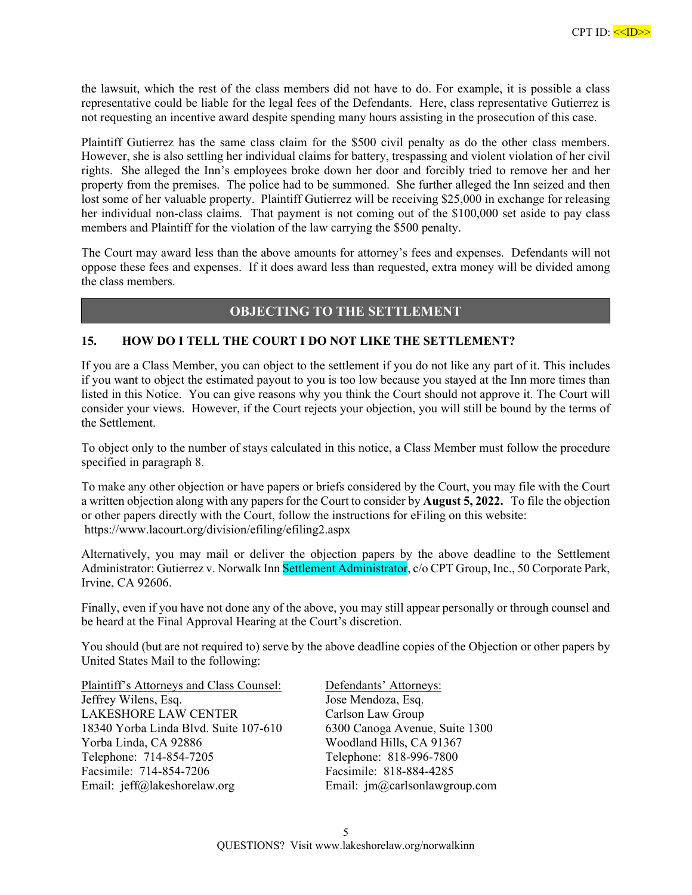the lawsuit, which the rest of the class members did not have to do. For example, it is possible a class representative could be liable for the legal fees of the Defendants. Here, class representative Gutierrez is not requesting an incentive award despite spending many hours assisting in the prosecution of this case.

Plaintiff Gutierrez has the same class claim for the $500 civil penalty as do the other class members. However, she is also settling her individual claims for battery, trespassing and violent violation of her civil rights. She alleged the Inn's employees broke down her door and forcibly tried to remove her and her property from the premises. The police had to be summoned. She further alleged the Inn seized and then lost some of her valuable property. Plaintiff Gutierrez will be receiving $25,000 in exchange for releasing her individual non-class claims. That payment is not coming out of the $100,000 set aside to pay class members and Plaintiff for the violation of the law carrying the $500 penalty.

The Court may award less than the above amounts for attorney's fees and expenses. Defendants will not oppose these fees and expenses. If it does award less than requested, extra money will be divided among the class members.

## OBJECTING TO THE SETTLEMENT

### 15. HOW DO I TELL THE COURT I DO NOT LIKE THE SETTLEMENT?

If you are a Class Member, you can object to the settlement if you do not like any part of it. This includes if you want to object the estimated payout to you is too low because you stayed at the Inn more times than listed in this Notice. You can give reasons why you think the Court should not approve it. The Court will consider your views. However, if the Court rejects your objection, you will still be bound by the terms of the Settlement.

To object only to the number of stays calculated in this notice, a Class Member must follow the procedure specified in paragraph 8.

To make any other objection or have papers or briefs considered by the Court, you may file with the Court a written objection along with any papers for the Court to consider by **August 5, 2022.** To file the objection or other papers directly with the Court, follow the instructions for eFiling on this website: https://www.lacourt.org/division/efiling/efiling2.aspx

Alternatively, you may mail or deliver the objection papers by the above deadline to the Settlement Administrator: Gutierrez v. Norwalk Inn Settlement Administrator, c/o CPT Group, Inc., 50 Corporate Park, Irvine, CA 92606.

Finally, even if you have not done any of the above, you may still appear personally or through counsel and be heard at the Final Approval Hearing at the Court's discretion.

You should (but are not required to) serve by the above deadline copies of the Objection or other papers by United States Mail to the following:

Plaintiff's Attorneys and Class Counsel:
Jeffrey Wilens, Esq.
LAKESHORE LAW CENTER
18340 Yorba Linda Blvd. Suite 107-610
Yorba Linda, CA 92886
Telephone: 714-854-7205
Facsimile: 714-854-7206
Email: jeff@lakeshorelaw.org

Defendants' Attorneys:
Jose Mendoza, Esq.
Carlson Law Group
6300 Canoga Avenue, Suite 1300
Woodland Hills, CA 91367
Telephone: 818-996-7800
Facsimile: 818-884-4285
Email: jm@carlsonlawgroup.com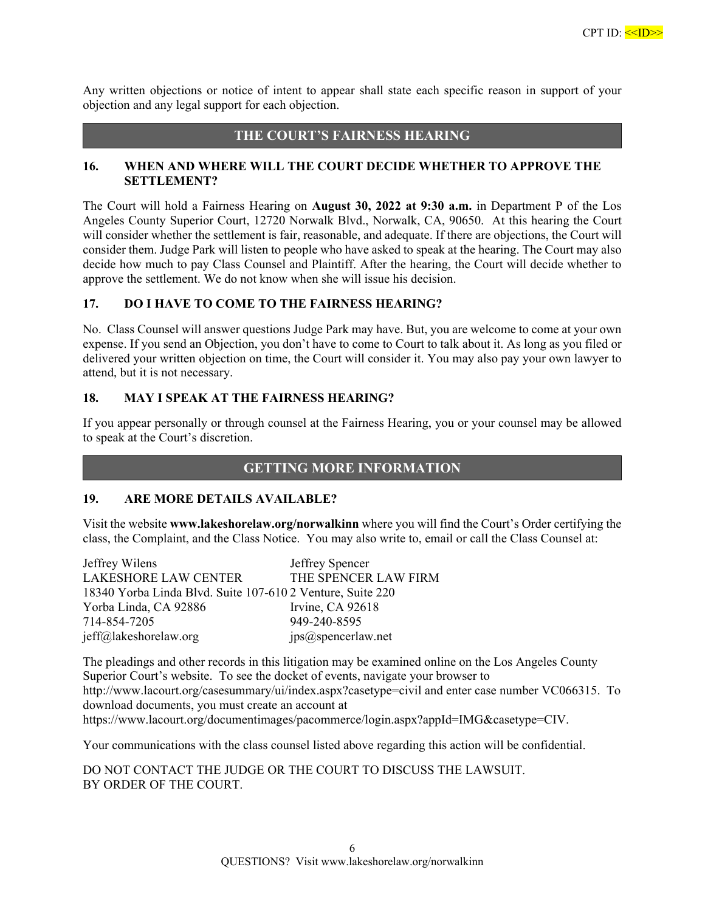Any written objections or notice of intent to appear shall state each specific reason in support of your objection and any legal support for each objection.

## THE COURT'S FAIRNESS HEARING

### 16. WHEN AND WHERE WILL THE COURT DECIDE WHETHER TO APPROVE THE SETTLEMENT?

The Court will hold a Fairness Hearing on **August 30, 2022 at 9:30 a.m.** in Department P of the Los Angeles County Superior Court, 12720 Norwalk Blvd., Norwalk, CA, 90650. At this hearing the Court will consider whether the settlement is fair, reasonable, and adequate. If there are objections, the Court will consider them. Judge Park will listen to people who have asked to speak at the hearing. The Court may also decide how much to pay Class Counsel and Plaintiff. After the hearing, the Court will decide whether to approve the settlement. We do not know when she will issue his decision.

### 17. DO I HAVE TO COME TO THE FAIRNESS HEARING?

No. Class Counsel will answer questions Judge Park may have. But, you are welcome to come at your own expense. If you send an Objection, you don't have to come to Court to talk about it. As long as you filed or delivered your written objection on time, the Court will consider it. You may also pay your own lawyer to attend, but it is not necessary.

### 18. MAY I SPEAK AT THE FAIRNESS HEARING?

If you appear personally or through counsel at the Fairness Hearing, you or your counsel may be allowed to speak at the Court's discretion.

## GETTING MORE INFORMATION

### 19. ARE MORE DETAILS AVAILABLE?

Visit the website **www.lakeshorelaw.org/norwalkinn** where you will find the Court's Order certifying the class, the Complaint, and the Class Notice. You may also write to, email or call the Class Counsel at:

| | |
|---|---|
| Jeffrey Wilens | Jeffrey Spencer |
| LAKESHORE LAW CENTER | THE SPENCER LAW FIRM |
| 18340 Yorba Linda Blvd. Suite 107-610 | 2 Venture, Suite 220 |
| Yorba Linda, CA 92886 | Irvine, CA 92618 |
| 714-854-7205 | 949-240-8595 |
| jeff@lakeshorelaw.org | jps@spencerlaw.net |

The pleadings and other records in this litigation may be examined online on the Los Angeles County Superior Court's website. To see the docket of events, navigate your browser to http://www.lacourt.org/casesummary/ui/index.aspx?casetype=civil and enter case number VC066315. To download documents, you must create an account at https://www.lacourt.org/documentimages/pacommerce/login.aspx?appId=IMG&casetype=CIV.

Your communications with the class counsel listed above regarding this action will be confidential.

DO NOT CONTACT THE JUDGE OR THE COURT TO DISCUSS THE LAWSUIT.
BY ORDER OF THE COURT.